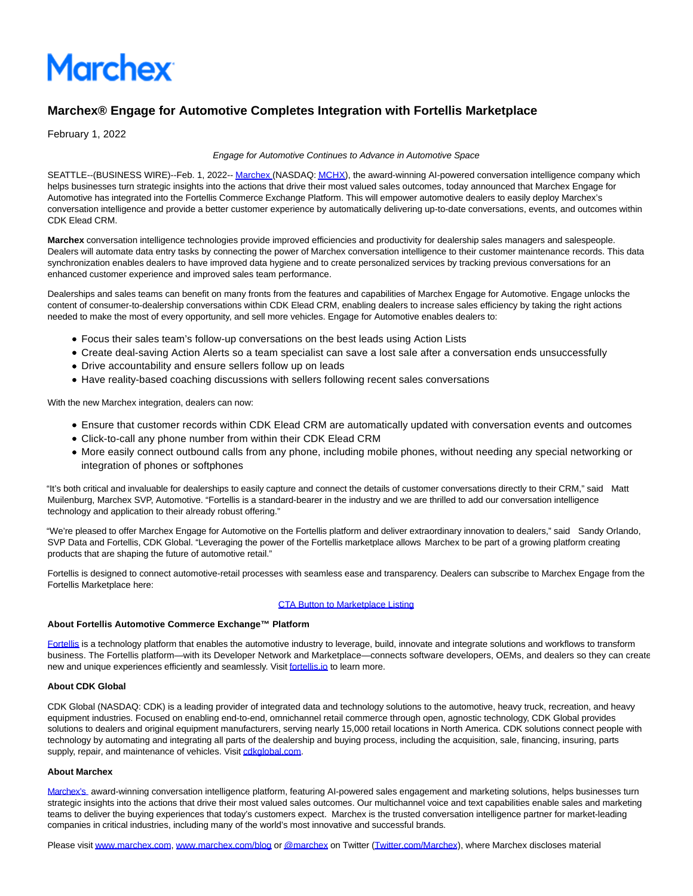# Marchex

## Marchex® Engage for Automotive Completes Integration with Fortellis Marketplace

February 1, 2022

*Engage for Automotive Continues to Advance in Automotive Space*

SEATTLE--(BUSINESS WIRE)--Feb. 1, 2022-- Marchex (NASDAQ: MCHX), the award-winning AI-powered conversation intelligence company which helps businesses turn strategic insights into the actions that drive their most valued sales outcomes, today announced that Marchex Engage for Automotive has integrated into the Fortellis Commerce Exchange Platform. This will empower automotive dealers to easily deploy Marchex's conversation intelligence and provide a better customer experience by automatically delivering up-to-date conversations, events, and outcomes within CDK Elead CRM.

**Marchex** conversation intelligence technologies provide improved efficiencies and productivity for dealership sales managers and salespeople. Dealers will automate data entry tasks by connecting the power of Marchex conversation intelligence to their customer maintenance records. This data synchronization enables dealers to have improved data hygiene and to create personalized services by tracking previous conversations for an enhanced customer experience and improved sales team performance.

Dealerships and sales teams can benefit on many fronts from the features and capabilities of Marchex Engage for Automotive. Engage unlocks the content of consumer-to-dealership conversations within CDK Elead CRM, enabling dealers to increase sales efficiency by taking the right actions needed to make the most of every opportunity, and sell more vehicles. Engage for Automotive enables dealers to:

- Focus their sales team's follow-up conversations on the best leads using Action Lists
- Create deal-saving Action Alerts so a team specialist can save a lost sale after a conversation ends unsuccessfully
- Drive accountability and ensure sellers follow up on leads
- Have reality-based coaching discussions with sellers following recent sales conversations

With the new Marchex integration, dealers can now:

- Ensure that customer records within CDK Elead CRM are automatically updated with conversation events and outcomes
- Click-to-call any phone number from within their CDK Elead CRM
- More easily connect outbound calls from any phone, including mobile phones, without needing any special networking or integration of phones or softphones

"It's both critical and invaluable for dealerships to easily capture and connect the details of customer conversations directly to their CRM," said Matt Muilenburg, Marchex SVP, Automotive. "Fortellis is a standard-bearer in the industry and we are thrilled to add our conversation intelligence technology and application to their already robust offering."

"We're pleased to offer Marchex Engage for Automotive on the Fortellis platform and deliver extraordinary innovation to dealers," said Sandy Orlando, SVP Data and Fortellis, CDK Global. "Leveraging the power of the Fortellis marketplace allows Marchex to be part of a growing platform creating products that are shaping the future of automotive retail."

Fortellis is designed to connect automotive-retail processes with seamless ease and transparency. Dealers can subscribe to Marchex Engage from the Fortellis Marketplace here:

CTA Button to Marketplace Listing

**About Fortellis Automotive Commerce Exchange™ Platform**

Fortellis is a technology platform that enables the automotive industry to leverage, build, innovate and integrate solutions and workflows to transform business. The Fortellis platform—with its Developer Network and Marketplace—connects software developers, OEMs, and dealers so they can create new and unique experiences efficiently and seamlessly. Visit fortellis.io to learn more.

**About CDK Global**

CDK Global (NASDAQ: CDK) is a leading provider of integrated data and technology solutions to the automotive, heavy truck, recreation, and heavy equipment industries. Focused on enabling end-to-end, omnichannel retail commerce through open, agnostic technology, CDK Global provides solutions to dealers and original equipment manufacturers, serving nearly 15,000 retail locations in North America. CDK solutions connect people with technology by automating and integrating all parts of the dealership and buying process, including the acquisition, sale, financing, insuring, parts supply, repair, and maintenance of vehicles. Visit cdkglobal.com.

**About Marchex**

Marchex's award-winning conversation intelligence platform, featuring AI-powered sales engagement and marketing solutions, helps businesses turn strategic insights into the actions that drive their most valued sales outcomes. Our multichannel voice and text capabilities enable sales and marketing teams to deliver the buying experiences that today's customers expect. Marchex is the trusted conversation intelligence partner for market-leading companies in critical industries, including many of the world's most innovative and successful brands.

Please visit www.marchex.com, www.marchex.com/blog or @marchex on Twitter (Twitter.com/Marchex), where Marchex discloses material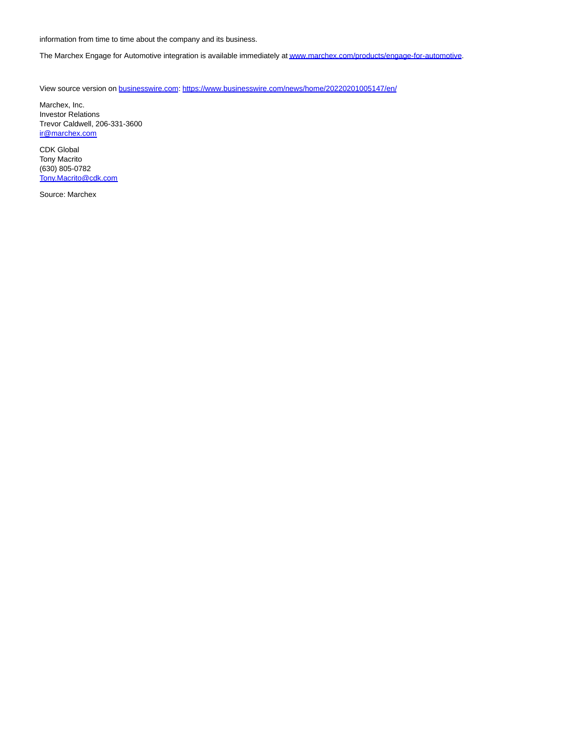information from time to time about the company and its business.

The Marchex Engage for Automotive integration is available immediately at www.marchex.com/products/engage-for-automotive.

View source version on businesswire.com: https://www.businesswire.com/news/home/20220201005147/en/

Marchex, Inc.
Investor Relations
Trevor Caldwell, 206-331-3600
ir@marchex.com

CDK Global
Tony Macrito
(630) 805-0782
Tony.Macrito@cdk.com

Source: Marchex